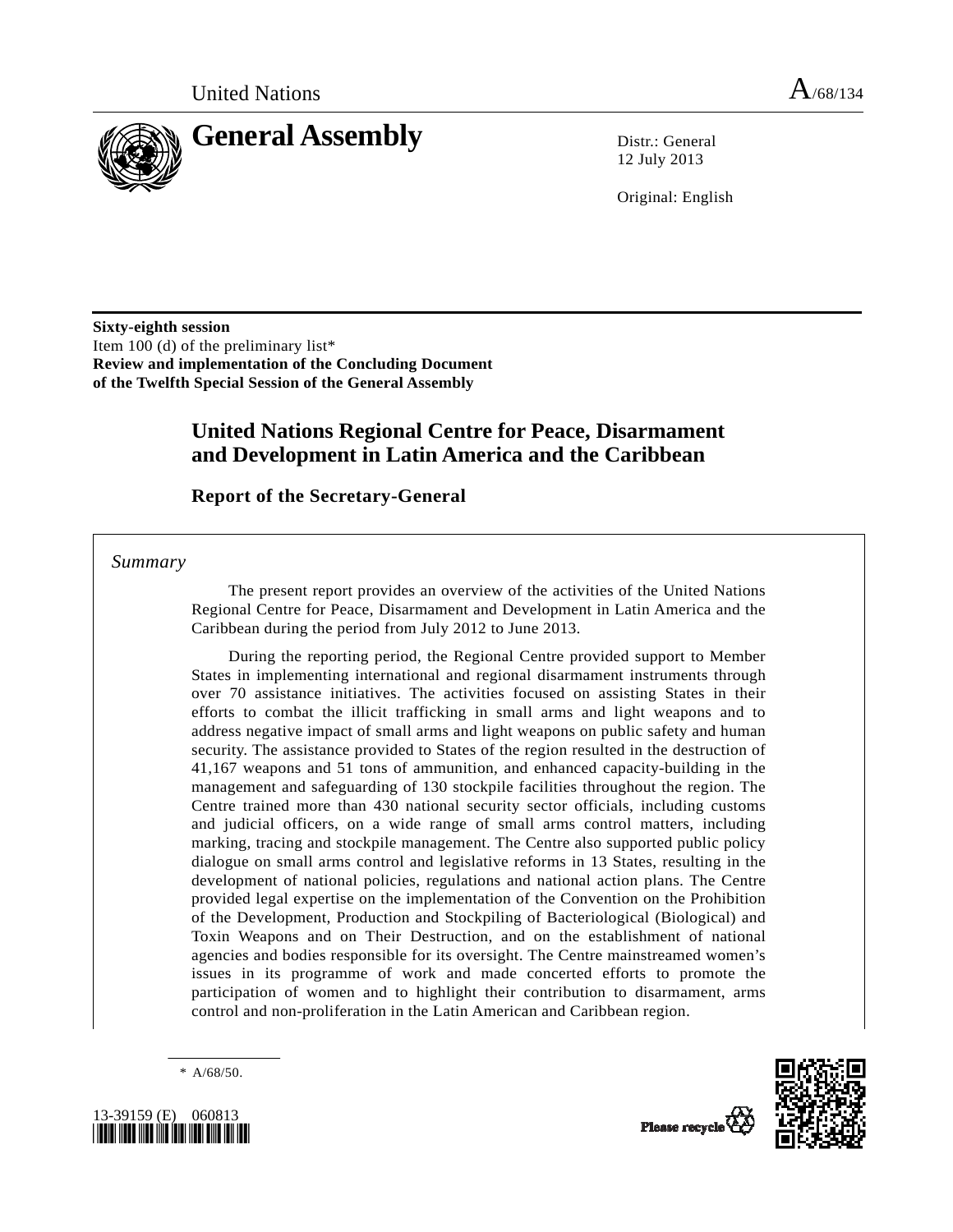United Nations A/68/134

# General Assembly

Distr.: General
12 July 2013

Original: English

**Sixty-eighth session**
Item 100 (d) of the preliminary list*
**Review and implementation of the Concluding Document of the Twelfth Special Session of the General Assembly**

# United Nations Regional Centre for Peace, Disarmament and Development in Latin America and the Caribbean

## Report of the Secretary-General

*Summary*

The present report provides an overview of the activities of the United Nations Regional Centre for Peace, Disarmament and Development in Latin America and the Caribbean during the period from July 2012 to June 2013.

During the reporting period, the Regional Centre provided support to Member States in implementing international and regional disarmament instruments through over 70 assistance initiatives. The activities focused on assisting States in their efforts to combat the illicit trafficking in small arms and light weapons and to address negative impact of small arms and light weapons on public safety and human security. The assistance provided to States of the region resulted in the destruction of 41,167 weapons and 51 tons of ammunition, and enhanced capacity-building in the management and safeguarding of 130 stockpile facilities throughout the region. The Centre trained more than 430 national security sector officials, including customs and judicial officers, on a wide range of small arms control matters, including marking, tracing and stockpile management. The Centre also supported public policy dialogue on small arms control and legislative reforms in 13 States, resulting in the development of national policies, regulations and national action plans. The Centre provided legal expertise on the implementation of the Convention on the Prohibition of the Development, Production and Stockpiling of Bacteriological (Biological) and Toxin Weapons and on Their Destruction, and on the establishment of national agencies and bodies responsible for its oversight. The Centre mainstreamed women's issues in its programme of work and made concerted efforts to promote the participation of women and to highlight their contribution to disarmament, arms control and non-proliferation in the Latin American and Caribbean region.

\* A/68/50.

13-39159 (E) 060813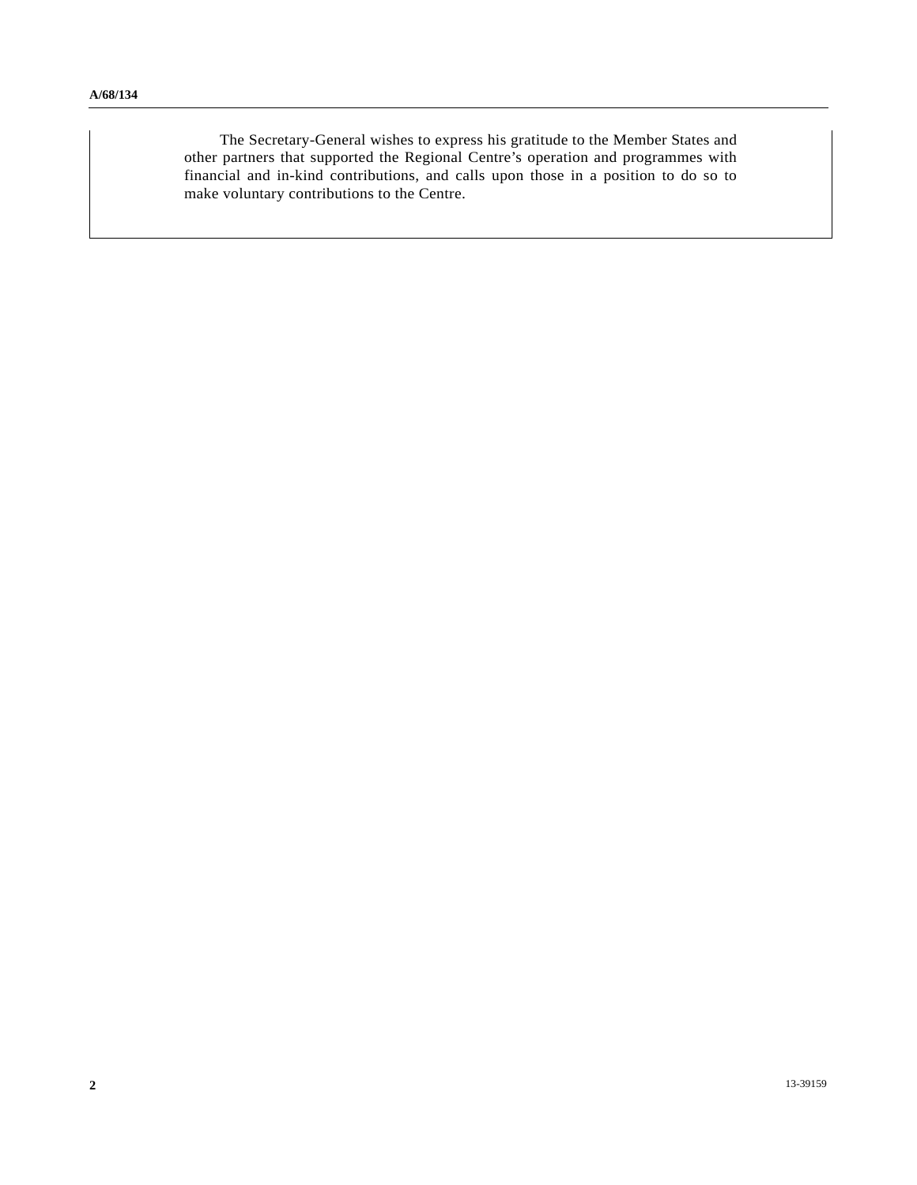The Secretary-General wishes to express his gratitude to the Member States and other partners that supported the Regional Centre's operation and programmes with financial and in-kind contributions, and calls upon those in a position to do so to make voluntary contributions to the Centre.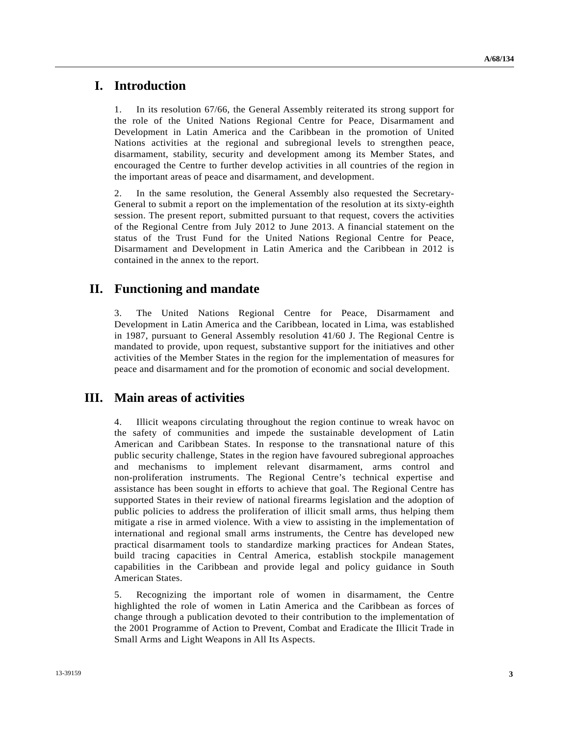# I. Introduction

1. In its resolution 67/66, the General Assembly reiterated its strong support for the role of the United Nations Regional Centre for Peace, Disarmament and Development in Latin America and the Caribbean in the promotion of United Nations activities at the regional and subregional levels to strengthen peace, disarmament, stability, security and development among its Member States, and encouraged the Centre to further develop activities in all countries of the region in the important areas of peace and disarmament, and development.

2. In the same resolution, the General Assembly also requested the Secretary-General to submit a report on the implementation of the resolution at its sixty-eighth session. The present report, submitted pursuant to that request, covers the activities of the Regional Centre from July 2012 to June 2013. A financial statement on the status of the Trust Fund for the United Nations Regional Centre for Peace, Disarmament and Development in Latin America and the Caribbean in 2012 is contained in the annex to the report.

# II. Functioning and mandate

3. The United Nations Regional Centre for Peace, Disarmament and Development in Latin America and the Caribbean, located in Lima, was established in 1987, pursuant to General Assembly resolution 41/60 J. The Regional Centre is mandated to provide, upon request, substantive support for the initiatives and other activities of the Member States in the region for the implementation of measures for peace and disarmament and for the promotion of economic and social development.

# III. Main areas of activities

4. Illicit weapons circulating throughout the region continue to wreak havoc on the safety of communities and impede the sustainable development of Latin American and Caribbean States. In response to the transnational nature of this public security challenge, States in the region have favoured subregional approaches and mechanisms to implement relevant disarmament, arms control and non-proliferation instruments. The Regional Centre's technical expertise and assistance has been sought in efforts to achieve that goal. The Regional Centre has supported States in their review of national firearms legislation and the adoption of public policies to address the proliferation of illicit small arms, thus helping them mitigate a rise in armed violence. With a view to assisting in the implementation of international and regional small arms instruments, the Centre has developed new practical disarmament tools to standardize marking practices for Andean States, build tracing capacities in Central America, establish stockpile management capabilities in the Caribbean and provide legal and policy guidance in South American States.

5. Recognizing the important role of women in disarmament, the Centre highlighted the role of women in Latin America and the Caribbean as forces of change through a publication devoted to their contribution to the implementation of the 2001 Programme of Action to Prevent, Combat and Eradicate the Illicit Trade in Small Arms and Light Weapons in All Its Aspects.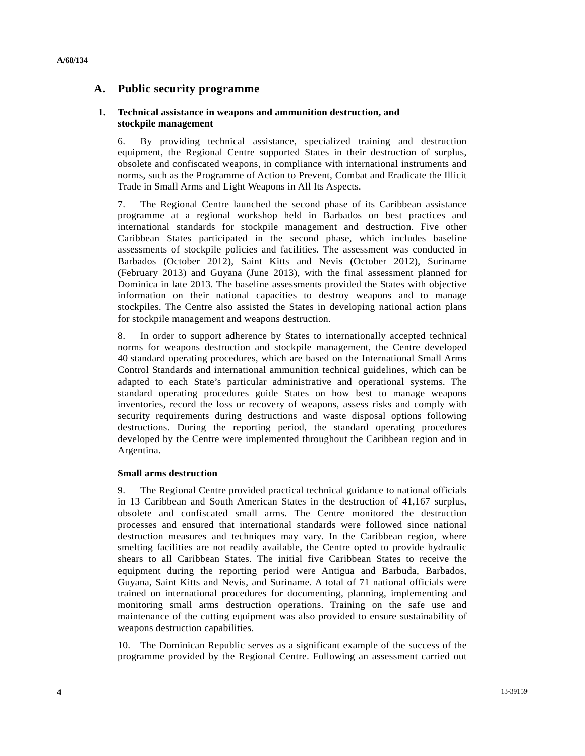## A. Public security programme

### 1. Technical assistance in weapons and ammunition destruction, and stockpile management

6. By providing technical assistance, specialized training and destruction equipment, the Regional Centre supported States in their destruction of surplus, obsolete and confiscated weapons, in compliance with international instruments and norms, such as the Programme of Action to Prevent, Combat and Eradicate the Illicit Trade in Small Arms and Light Weapons in All Its Aspects.

7. The Regional Centre launched the second phase of its Caribbean assistance programme at a regional workshop held in Barbados on best practices and international standards for stockpile management and destruction. Five other Caribbean States participated in the second phase, which includes baseline assessments of stockpile policies and facilities. The assessment was conducted in Barbados (October 2012), Saint Kitts and Nevis (October 2012), Suriname (February 2013) and Guyana (June 2013), with the final assessment planned for Dominica in late 2013. The baseline assessments provided the States with objective information on their national capacities to destroy weapons and to manage stockpiles. The Centre also assisted the States in developing national action plans for stockpile management and weapons destruction.

8. In order to support adherence by States to internationally accepted technical norms for weapons destruction and stockpile management, the Centre developed 40 standard operating procedures, which are based on the International Small Arms Control Standards and international ammunition technical guidelines, which can be adapted to each State's particular administrative and operational systems. The standard operating procedures guide States on how best to manage weapons inventories, record the loss or recovery of weapons, assess risks and comply with security requirements during destructions and waste disposal options following destructions. During the reporting period, the standard operating procedures developed by the Centre were implemented throughout the Caribbean region and in Argentina.

#### Small arms destruction

9. The Regional Centre provided practical technical guidance to national officials in 13 Caribbean and South American States in the destruction of 41,167 surplus, obsolete and confiscated small arms. The Centre monitored the destruction processes and ensured that international standards were followed since national destruction measures and techniques may vary. In the Caribbean region, where smelting facilities are not readily available, the Centre opted to provide hydraulic shears to all Caribbean States. The initial five Caribbean States to receive the equipment during the reporting period were Antigua and Barbuda, Barbados, Guyana, Saint Kitts and Nevis, and Suriname. A total of 71 national officials were trained on international procedures for documenting, planning, implementing and monitoring small arms destruction operations. Training on the safe use and maintenance of the cutting equipment was also provided to ensure sustainability of weapons destruction capabilities.

10. The Dominican Republic serves as a significant example of the success of the programme provided by the Regional Centre. Following an assessment carried out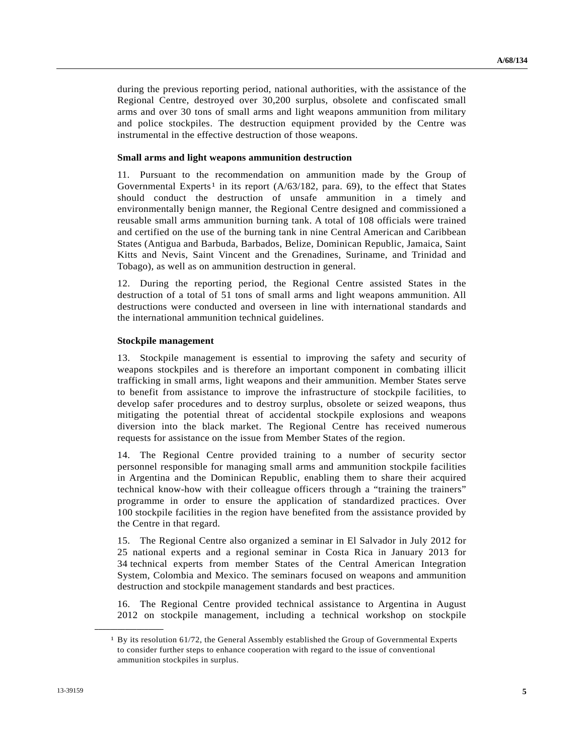during the previous reporting period, national authorities, with the assistance of the Regional Centre, destroyed over 30,200 surplus, obsolete and confiscated small arms and over 30 tons of small arms and light weapons ammunition from military and police stockpiles. The destruction equipment provided by the Centre was instrumental in the effective destruction of those weapons.

**Small arms and light weapons ammunition destruction**

11. Pursuant to the recommendation on ammunition made by the Group of Governmental Experts[1] in its report (A/63/182, para. 69), to the effect that States should conduct the destruction of unsafe ammunition in a timely and environmentally benign manner, the Regional Centre designed and commissioned a reusable small arms ammunition burning tank. A total of 108 officials were trained and certified on the use of the burning tank in nine Central American and Caribbean States (Antigua and Barbuda, Barbados, Belize, Dominican Republic, Jamaica, Saint Kitts and Nevis, Saint Vincent and the Grenadines, Suriname, and Trinidad and Tobago), as well as on ammunition destruction in general.

12. During the reporting period, the Regional Centre assisted States in the destruction of a total of 51 tons of small arms and light weapons ammunition. All destructions were conducted and overseen in line with international standards and the international ammunition technical guidelines.

**Stockpile management**

13. Stockpile management is essential to improving the safety and security of weapons stockpiles and is therefore an important component in combating illicit trafficking in small arms, light weapons and their ammunition. Member States serve to benefit from assistance to improve the infrastructure of stockpile facilities, to develop safer procedures and to destroy surplus, obsolete or seized weapons, thus mitigating the potential threat of accidental stockpile explosions and weapons diversion into the black market. The Regional Centre has received numerous requests for assistance on the issue from Member States of the region.

14. The Regional Centre provided training to a number of security sector personnel responsible for managing small arms and ammunition stockpile facilities in Argentina and the Dominican Republic, enabling them to share their acquired technical know-how with their colleague officers through a "training the trainers" programme in order to ensure the application of standardized practices. Over 100 stockpile facilities in the region have benefited from the assistance provided by the Centre in that regard.

15. The Regional Centre also organized a seminar in El Salvador in July 2012 for 25 national experts and a regional seminar in Costa Rica in January 2013 for 34 technical experts from member States of the Central American Integration System, Colombia and Mexico. The seminars focused on weapons and ammunition destruction and stockpile management standards and best practices.

16. The Regional Centre provided technical assistance to Argentina in August 2012 on stockpile management, including a technical workshop on stockpile

---

[1] By its resolution 61/72, the General Assembly established the Group of Governmental Experts to consider further steps to enhance cooperation with regard to the issue of conventional ammunition stockpiles in surplus.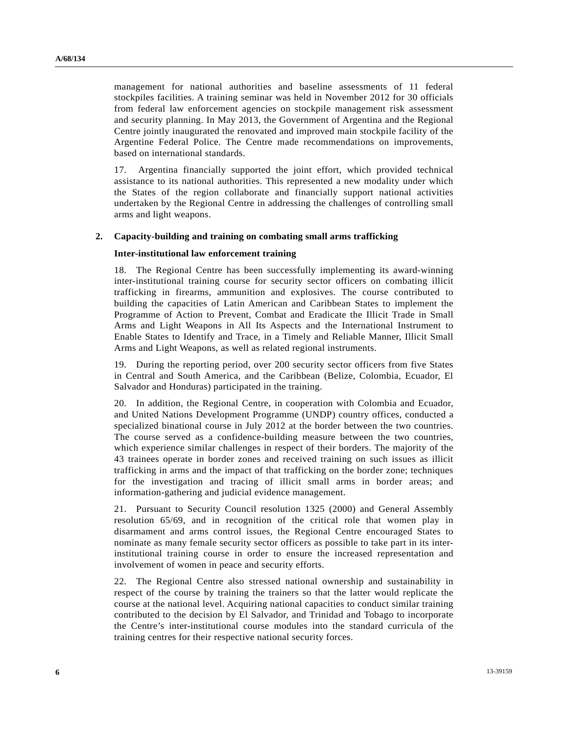management for national authorities and baseline assessments of 11 federal stockpiles facilities. A training seminar was held in November 2012 for 30 officials from federal law enforcement agencies on stockpile management risk assessment and security planning. In May 2013, the Government of Argentina and the Regional Centre jointly inaugurated the renovated and improved main stockpile facility of the Argentine Federal Police. The Centre made recommendations on improvements, based on international standards.

17. Argentina financially supported the joint effort, which provided technical assistance to its national authorities. This represented a new modality under which the States of the region collaborate and financially support national activities undertaken by the Regional Centre in addressing the challenges of controlling small arms and light weapons.

### 2. Capacity-building and training on combating small arms trafficking

#### Inter-institutional law enforcement training

18. The Regional Centre has been successfully implementing its award-winning inter-institutional training course for security sector officers on combating illicit trafficking in firearms, ammunition and explosives. The course contributed to building the capacities of Latin American and Caribbean States to implement the Programme of Action to Prevent, Combat and Eradicate the Illicit Trade in Small Arms and Light Weapons in All Its Aspects and the International Instrument to Enable States to Identify and Trace, in a Timely and Reliable Manner, Illicit Small Arms and Light Weapons, as well as related regional instruments.

19. During the reporting period, over 200 security sector officers from five States in Central and South America, and the Caribbean (Belize, Colombia, Ecuador, El Salvador and Honduras) participated in the training.

20. In addition, the Regional Centre, in cooperation with Colombia and Ecuador, and United Nations Development Programme (UNDP) country offices, conducted a specialized binational course in July 2012 at the border between the two countries. The course served as a confidence-building measure between the two countries, which experience similar challenges in respect of their borders. The majority of the 43 trainees operate in border zones and received training on such issues as illicit trafficking in arms and the impact of that trafficking on the border zone; techniques for the investigation and tracing of illicit small arms in border areas; and information-gathering and judicial evidence management.

21. Pursuant to Security Council resolution 1325 (2000) and General Assembly resolution 65/69, and in recognition of the critical role that women play in disarmament and arms control issues, the Regional Centre encouraged States to nominate as many female security sector officers as possible to take part in its inter-institutional training course in order to ensure the increased representation and involvement of women in peace and security efforts.

22. The Regional Centre also stressed national ownership and sustainability in respect of the course by training the trainers so that the latter would replicate the course at the national level. Acquiring national capacities to conduct similar training contributed to the decision by El Salvador, and Trinidad and Tobago to incorporate the Centre's inter-institutional course modules into the standard curricula of the training centres for their respective national security forces.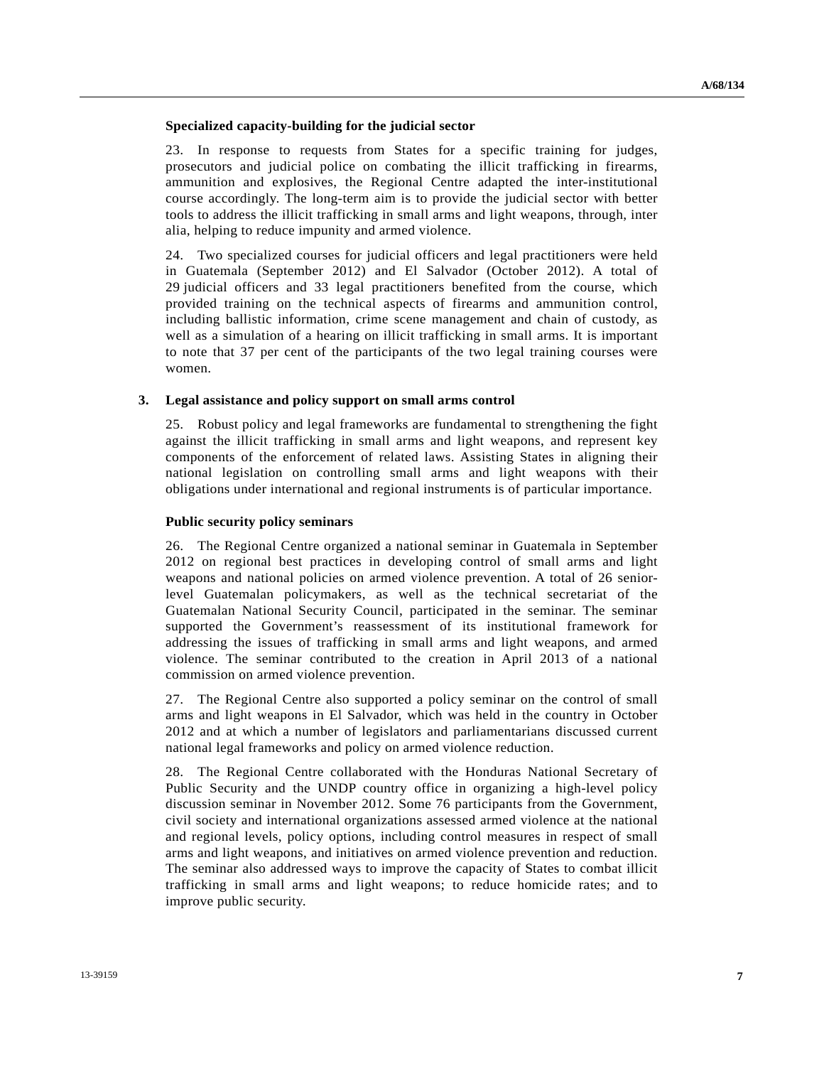**Specialized capacity-building for the judicial sector**

23. In response to requests from States for a specific training for judges, prosecutors and judicial police on combating the illicit trafficking in firearms, ammunition and explosives, the Regional Centre adapted the inter-institutional course accordingly. The long-term aim is to provide the judicial sector with better tools to address the illicit trafficking in small arms and light weapons, through, inter alia, helping to reduce impunity and armed violence.

24. Two specialized courses for judicial officers and legal practitioners were held in Guatemala (September 2012) and El Salvador (October 2012). A total of 29 judicial officers and 33 legal practitioners benefited from the course, which provided training on the technical aspects of firearms and ammunition control, including ballistic information, crime scene management and chain of custody, as well as a simulation of a hearing on illicit trafficking in small arms. It is important to note that 37 per cent of the participants of the two legal training courses were women.

## 3. Legal assistance and policy support on small arms control

25. Robust policy and legal frameworks are fundamental to strengthening the fight against the illicit trafficking in small arms and light weapons, and represent key components of the enforcement of related laws. Assisting States in aligning their national legislation on controlling small arms and light weapons with their obligations under international and regional instruments is of particular importance.

**Public security policy seminars**

26. The Regional Centre organized a national seminar in Guatemala in September 2012 on regional best practices in developing control of small arms and light weapons and national policies on armed violence prevention. A total of 26 senior-level Guatemalan policymakers, as well as the technical secretariat of the Guatemalan National Security Council, participated in the seminar. The seminar supported the Government's reassessment of its institutional framework for addressing the issues of trafficking in small arms and light weapons, and armed violence. The seminar contributed to the creation in April 2013 of a national commission on armed violence prevention.

27. The Regional Centre also supported a policy seminar on the control of small arms and light weapons in El Salvador, which was held in the country in October 2012 and at which a number of legislators and parliamentarians discussed current national legal frameworks and policy on armed violence reduction.

28. The Regional Centre collaborated with the Honduras National Secretary of Public Security and the UNDP country office in organizing a high-level policy discussion seminar in November 2012. Some 76 participants from the Government, civil society and international organizations assessed armed violence at the national and regional levels, policy options, including control measures in respect of small arms and light weapons, and initiatives on armed violence prevention and reduction. The seminar also addressed ways to improve the capacity of States to combat illicit trafficking in small arms and light weapons; to reduce homicide rates; and to improve public security.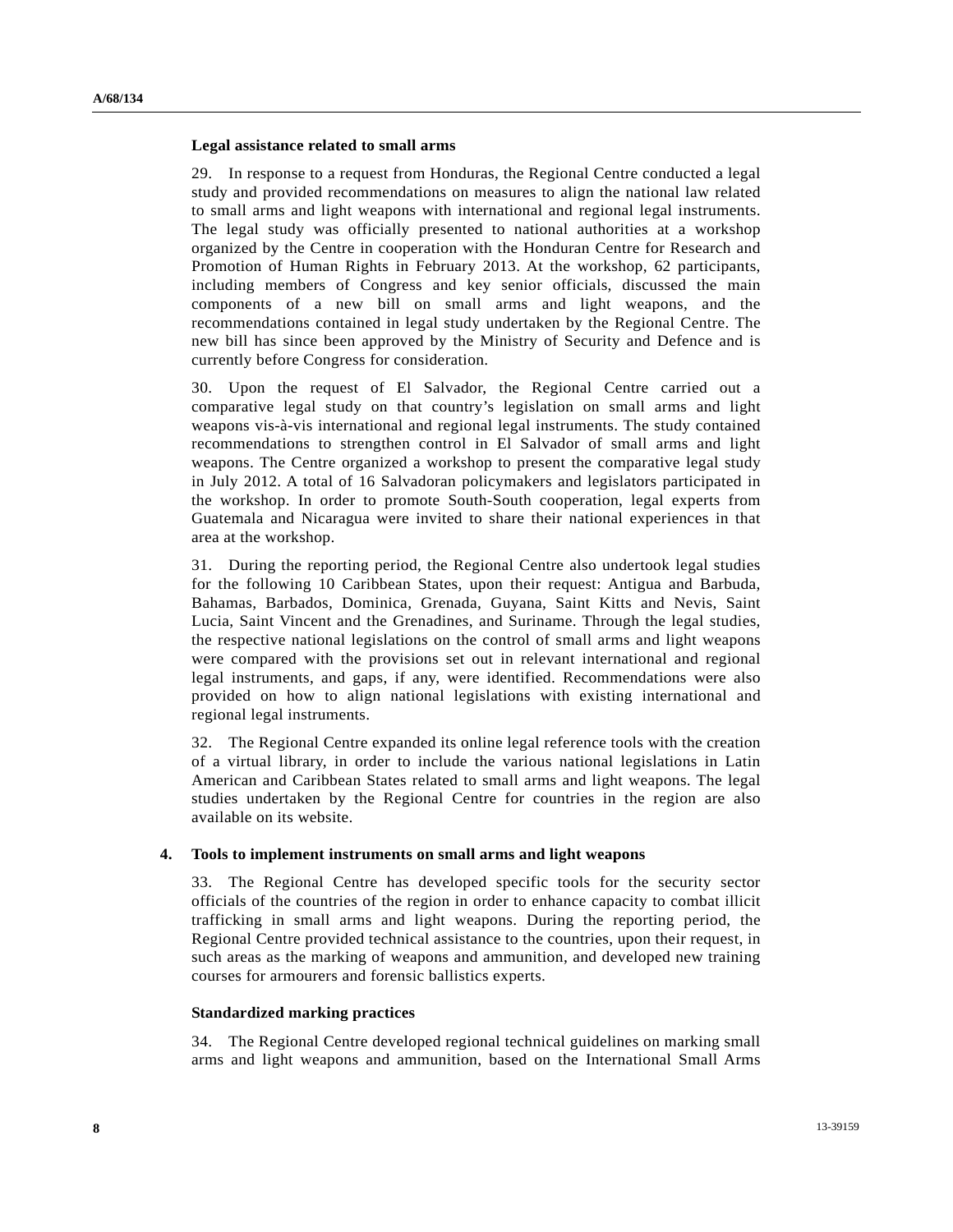**Legal assistance related to small arms**

29. In response to a request from Honduras, the Regional Centre conducted a legal study and provided recommendations on measures to align the national law related to small arms and light weapons with international and regional legal instruments. The legal study was officially presented to national authorities at a workshop organized by the Centre in cooperation with the Honduran Centre for Research and Promotion of Human Rights in February 2013. At the workshop, 62 participants, including members of Congress and key senior officials, discussed the main components of a new bill on small arms and light weapons, and the recommendations contained in legal study undertaken by the Regional Centre. The new bill has since been approved by the Ministry of Security and Defence and is currently before Congress for consideration.

30. Upon the request of El Salvador, the Regional Centre carried out a comparative legal study on that country's legislation on small arms and light weapons vis-à-vis international and regional legal instruments. The study contained recommendations to strengthen control in El Salvador of small arms and light weapons. The Centre organized a workshop to present the comparative legal study in July 2012. A total of 16 Salvadoran policymakers and legislators participated in the workshop. In order to promote South-South cooperation, legal experts from Guatemala and Nicaragua were invited to share their national experiences in that area at the workshop.

31. During the reporting period, the Regional Centre also undertook legal studies for the following 10 Caribbean States, upon their request: Antigua and Barbuda, Bahamas, Barbados, Dominica, Grenada, Guyana, Saint Kitts and Nevis, Saint Lucia, Saint Vincent and the Grenadines, and Suriname. Through the legal studies, the respective national legislations on the control of small arms and light weapons were compared with the provisions set out in relevant international and regional legal instruments, and gaps, if any, were identified. Recommendations were also provided on how to align national legislations with existing international and regional legal instruments.

32. The Regional Centre expanded its online legal reference tools with the creation of a virtual library, in order to include the various national legislations in Latin American and Caribbean States related to small arms and light weapons. The legal studies undertaken by the Regional Centre for countries in the region are also available on its website.

## 4. Tools to implement instruments on small arms and light weapons

33. The Regional Centre has developed specific tools for the security sector officials of the countries of the region in order to enhance capacity to combat illicit trafficking in small arms and light weapons. During the reporting period, the Regional Centre provided technical assistance to the countries, upon their request, in such areas as the marking of weapons and ammunition, and developed new training courses for armourers and forensic ballistics experts.

**Standardized marking practices**

34. The Regional Centre developed regional technical guidelines on marking small arms and light weapons and ammunition, based on the International Small Arms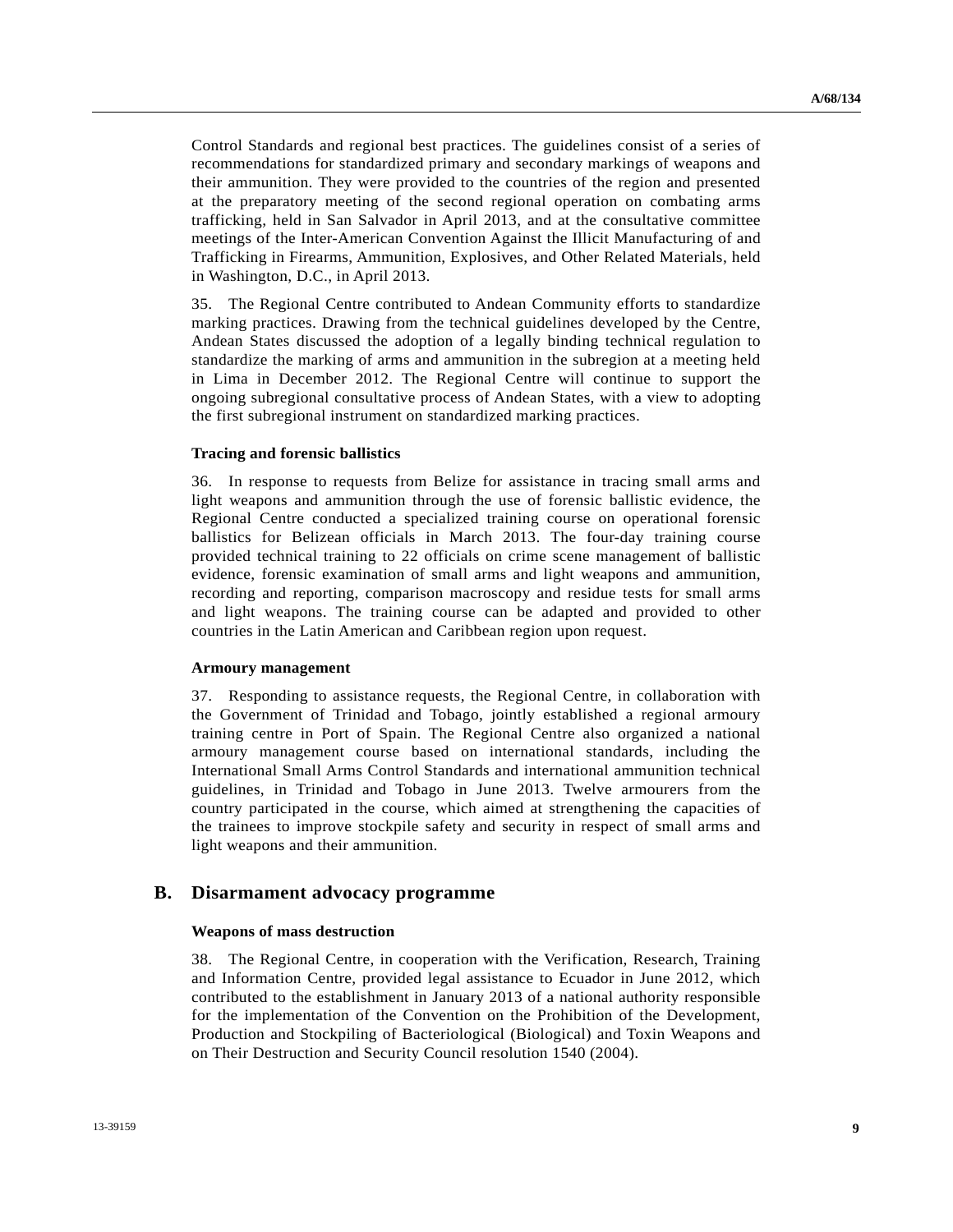Control Standards and regional best practices. The guidelines consist of a series of recommendations for standardized primary and secondary markings of weapons and their ammunition. They were provided to the countries of the region and presented at the preparatory meeting of the second regional operation on combating arms trafficking, held in San Salvador in April 2013, and at the consultative committee meetings of the Inter-American Convention Against the Illicit Manufacturing of and Trafficking in Firearms, Ammunition, Explosives, and Other Related Materials, held in Washington, D.C., in April 2013.

35. The Regional Centre contributed to Andean Community efforts to standardize marking practices. Drawing from the technical guidelines developed by the Centre, Andean States discussed the adoption of a legally binding technical regulation to standardize the marking of arms and ammunition in the subregion at a meeting held in Lima in December 2012. The Regional Centre will continue to support the ongoing subregional consultative process of Andean States, with a view to adopting the first subregional instrument on standardized marking practices.

#### Tracing and forensic ballistics

36. In response to requests from Belize for assistance in tracing small arms and light weapons and ammunition through the use of forensic ballistic evidence, the Regional Centre conducted a specialized training course on operational forensic ballistics for Belizean officials in March 2013. The four-day training course provided technical training to 22 officials on crime scene management of ballistic evidence, forensic examination of small arms and light weapons and ammunition, recording and reporting, comparison macroscopy and residue tests for small arms and light weapons. The training course can be adapted and provided to other countries in the Latin American and Caribbean region upon request.

#### Armoury management

37. Responding to assistance requests, the Regional Centre, in collaboration with the Government of Trinidad and Tobago, jointly established a regional armoury training centre in Port of Spain. The Regional Centre also organized a national armoury management course based on international standards, including the International Small Arms Control Standards and international ammunition technical guidelines, in Trinidad and Tobago in June 2013. Twelve armourers from the country participated in the course, which aimed at strengthening the capacities of the trainees to improve stockpile safety and security in respect of small arms and light weapons and their ammunition.

## B. Disarmament advocacy programme

#### Weapons of mass destruction

38. The Regional Centre, in cooperation with the Verification, Research, Training and Information Centre, provided legal assistance to Ecuador in June 2012, which contributed to the establishment in January 2013 of a national authority responsible for the implementation of the Convention on the Prohibition of the Development, Production and Stockpiling of Bacteriological (Biological) and Toxin Weapons and on Their Destruction and Security Council resolution 1540 (2004).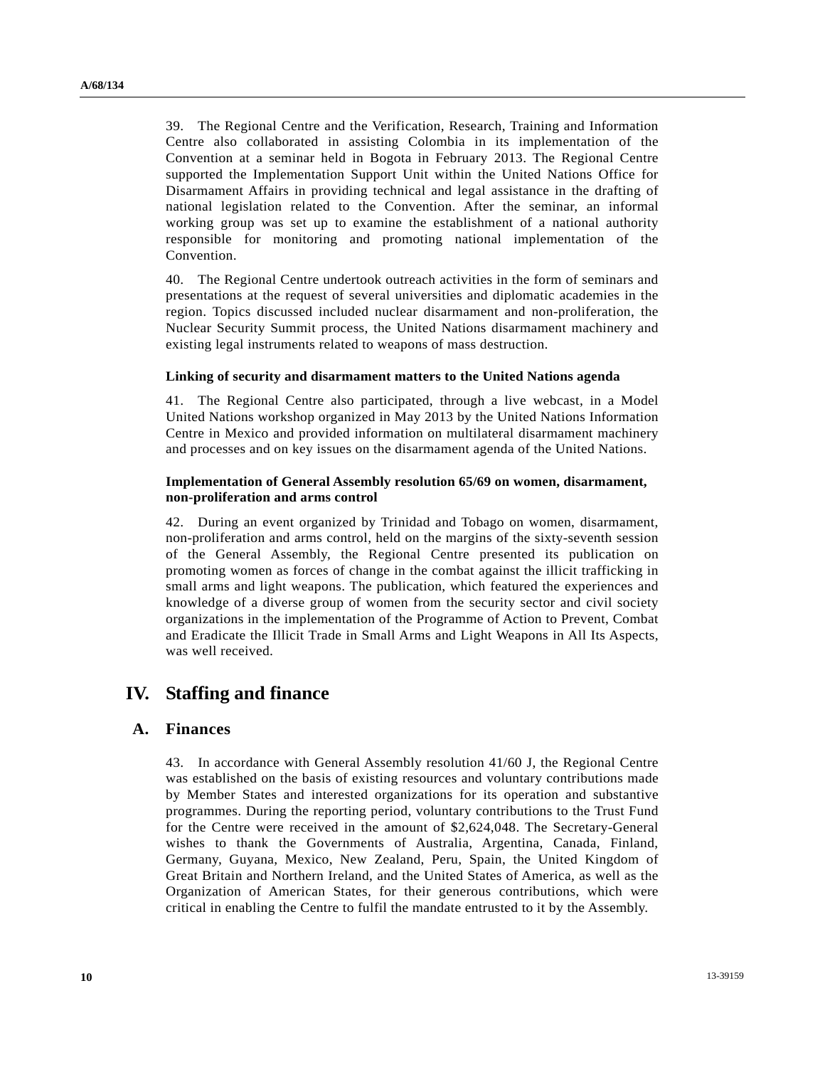39. The Regional Centre and the Verification, Research, Training and Information Centre also collaborated in assisting Colombia in its implementation of the Convention at a seminar held in Bogota in February 2013. The Regional Centre supported the Implementation Support Unit within the United Nations Office for Disarmament Affairs in providing technical and legal assistance in the drafting of national legislation related to the Convention. After the seminar, an informal working group was set up to examine the establishment of a national authority responsible for monitoring and promoting national implementation of the Convention.

40. The Regional Centre undertook outreach activities in the form of seminars and presentations at the request of several universities and diplomatic academies in the region. Topics discussed included nuclear disarmament and non-proliferation, the Nuclear Security Summit process, the United Nations disarmament machinery and existing legal instruments related to weapons of mass destruction.

**Linking of security and disarmament matters to the United Nations agenda**

41. The Regional Centre also participated, through a live webcast, in a Model United Nations workshop organized in May 2013 by the United Nations Information Centre in Mexico and provided information on multilateral disarmament machinery and processes and on key issues on the disarmament agenda of the United Nations.

**Implementation of General Assembly resolution 65/69 on women, disarmament, non-proliferation and arms control**

42. During an event organized by Trinidad and Tobago on women, disarmament, non-proliferation and arms control, held on the margins of the sixty-seventh session of the General Assembly, the Regional Centre presented its publication on promoting women as forces of change in the combat against the illicit trafficking in small arms and light weapons. The publication, which featured the experiences and knowledge of a diverse group of women from the security sector and civil society organizations in the implementation of the Programme of Action to Prevent, Combat and Eradicate the Illicit Trade in Small Arms and Light Weapons in All Its Aspects, was well received.

# IV. Staffing and finance

## A. Finances

43. In accordance with General Assembly resolution 41/60 J, the Regional Centre was established on the basis of existing resources and voluntary contributions made by Member States and interested organizations for its operation and substantive programmes. During the reporting period, voluntary contributions to the Trust Fund for the Centre were received in the amount of $2,624,048. The Secretary-General wishes to thank the Governments of Australia, Argentina, Canada, Finland, Germany, Guyana, Mexico, New Zealand, Peru, Spain, the United Kingdom of Great Britain and Northern Ireland, and the United States of America, as well as the Organization of American States, for their generous contributions, which were critical in enabling the Centre to fulfil the mandate entrusted to it by the Assembly.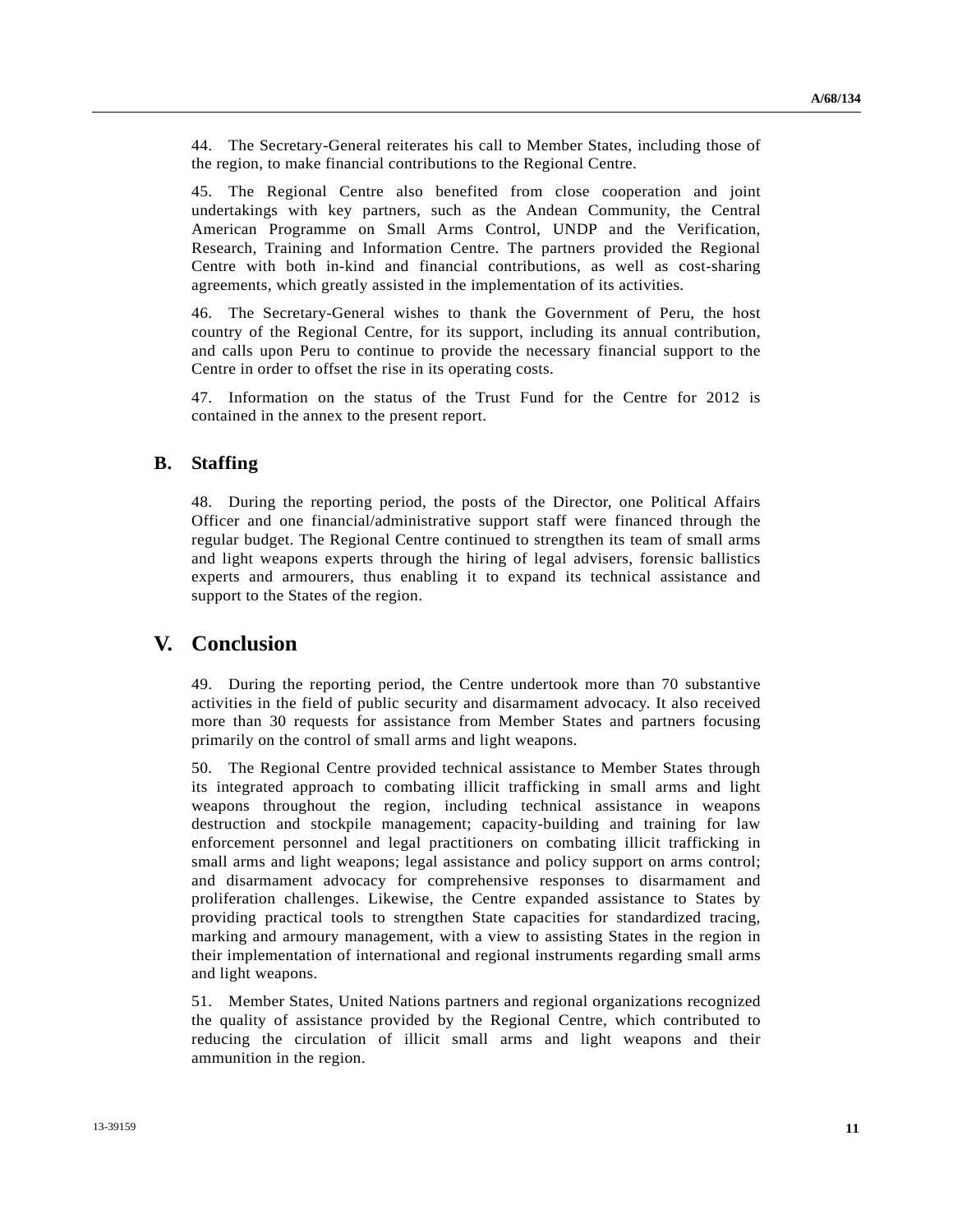44. The Secretary-General reiterates his call to Member States, including those of the region, to make financial contributions to the Regional Centre.

45. The Regional Centre also benefited from close cooperation and joint undertakings with key partners, such as the Andean Community, the Central American Programme on Small Arms Control, UNDP and the Verification, Research, Training and Information Centre. The partners provided the Regional Centre with both in-kind and financial contributions, as well as cost-sharing agreements, which greatly assisted in the implementation of its activities.

46. The Secretary-General wishes to thank the Government of Peru, the host country of the Regional Centre, for its support, including its annual contribution, and calls upon Peru to continue to provide the necessary financial support to the Centre in order to offset the rise in its operating costs.

47. Information on the status of the Trust Fund for the Centre for 2012 is contained in the annex to the present report.

## B. Staffing

48. During the reporting period, the posts of the Director, one Political Affairs Officer and one financial/administrative support staff were financed through the regular budget. The Regional Centre continued to strengthen its team of small arms and light weapons experts through the hiring of legal advisers, forensic ballistics experts and armourers, thus enabling it to expand its technical assistance and support to the States of the region.

# V. Conclusion

49. During the reporting period, the Centre undertook more than 70 substantive activities in the field of public security and disarmament advocacy. It also received more than 30 requests for assistance from Member States and partners focusing primarily on the control of small arms and light weapons.

50. The Regional Centre provided technical assistance to Member States through its integrated approach to combating illicit trafficking in small arms and light weapons throughout the region, including technical assistance in weapons destruction and stockpile management; capacity-building and training for law enforcement personnel and legal practitioners on combating illicit trafficking in small arms and light weapons; legal assistance and policy support on arms control; and disarmament advocacy for comprehensive responses to disarmament and proliferation challenges. Likewise, the Centre expanded assistance to States by providing practical tools to strengthen State capacities for standardized tracing, marking and armoury management, with a view to assisting States in the region in their implementation of international and regional instruments regarding small arms and light weapons.

51. Member States, United Nations partners and regional organizations recognized the quality of assistance provided by the Regional Centre, which contributed to reducing the circulation of illicit small arms and light weapons and their ammunition in the region.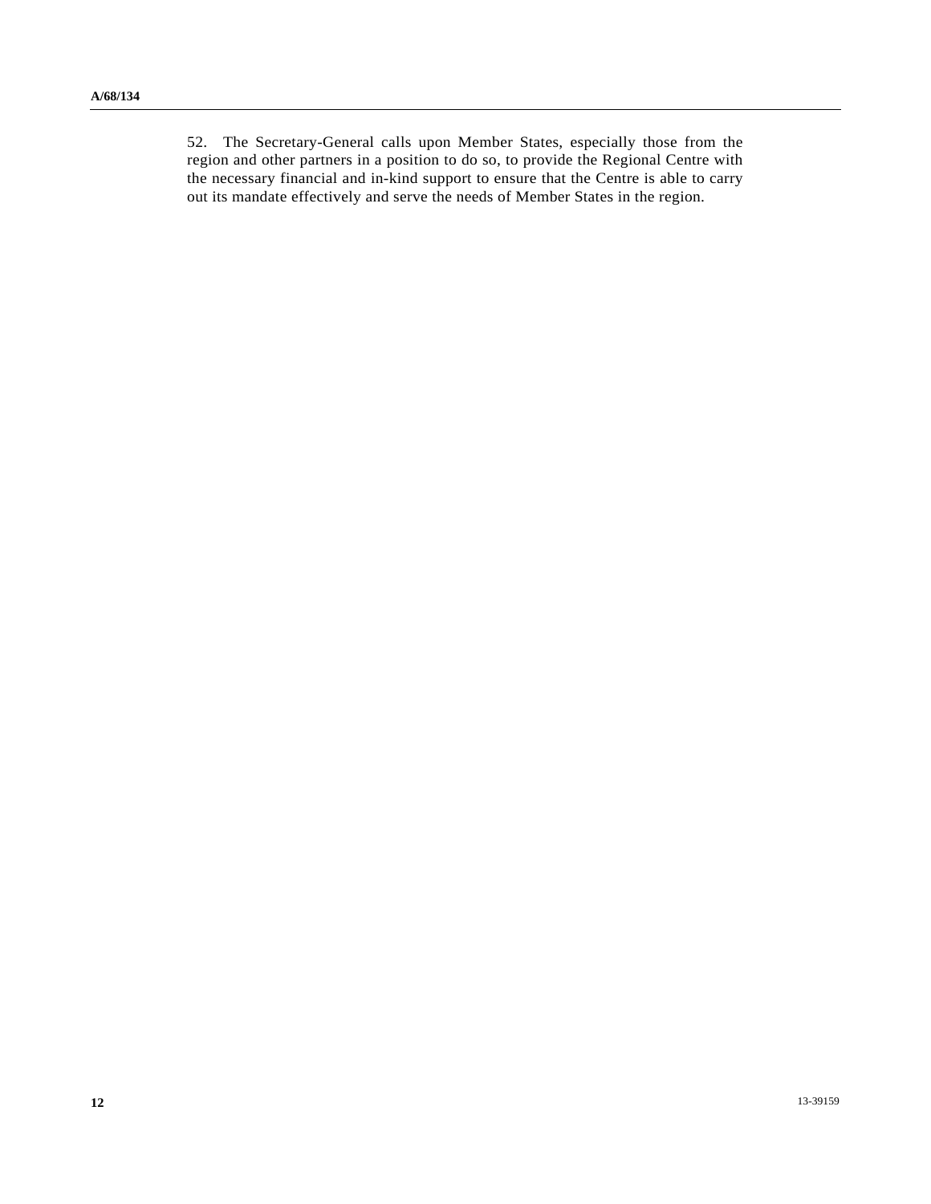52. The Secretary-General calls upon Member States, especially those from the region and other partners in a position to do so, to provide the Regional Centre with the necessary financial and in-kind support to ensure that the Centre is able to carry out its mandate effectively and serve the needs of Member States in the region.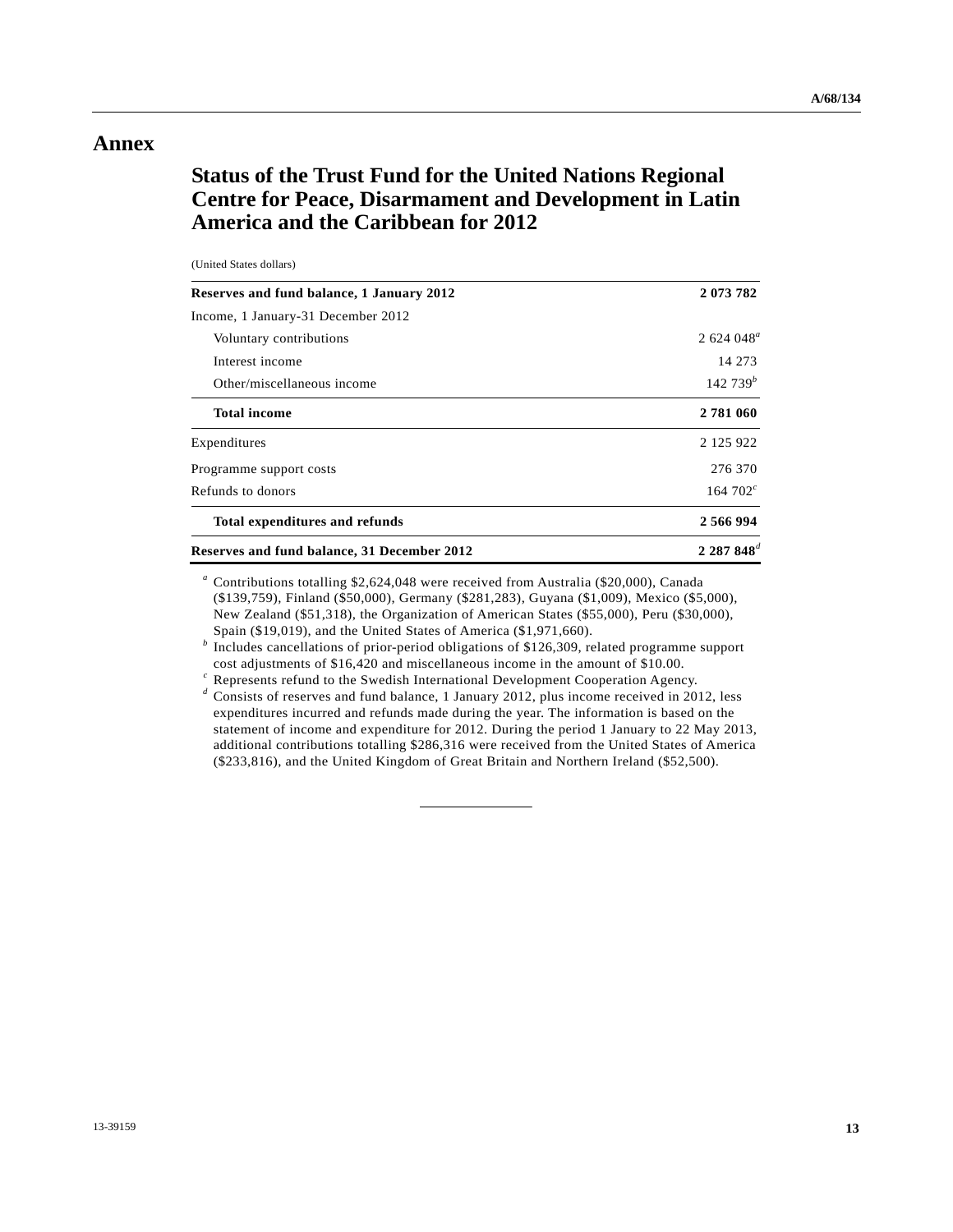# Annex

## Status of the Trust Fund for the United Nations Regional Centre for Peace, Disarmament and Development in Latin America and the Caribbean for 2012

(United States dollars)

| | |
|---|---|
| **Reserves and fund balance, 1 January 2012** | **2 073 782** |
| Income, 1 January-31 December 2012 | |
| Voluntary contributions | 2 624 048[a] |
| Interest income | 14 273 |
| Other/miscellaneous income | 142 739[b] |
| **Total income** | **2 781 060** |
| Expenditures | 2 125 922 |
| Programme support costs | 276 370 |
| Refunds to donors | 164 702[c] |
| **Total expenditures and refunds** | **2 566 994** |
| **Reserves and fund balance, 31 December 2012** | **2 287 848**[d] |

[a] Contributions totalling $2,624,048 were received from Australia ($20,000), Canada ($139,759), Finland ($50,000), Germany ($281,283), Guyana ($1,009), Mexico ($5,000), New Zealand ($51,318), the Organization of American States ($55,000), Peru ($30,000), Spain ($19,019), and the United States of America ($1,971,660).

[b] Includes cancellations of prior-period obligations of $126,309, related programme support cost adjustments of $16,420 and miscellaneous income in the amount of $10.00.

[c] Represents refund to the Swedish International Development Cooperation Agency.

[d] Consists of reserves and fund balance, 1 January 2012, plus income received in 2012, less expenditures incurred and refunds made during the year. The information is based on the statement of income and expenditure for 2012. During the period 1 January to 22 May 2013, additional contributions totalling $286,316 were received from the United States of America ($233,816), and the United Kingdom of Great Britain and Northern Ireland ($52,500).